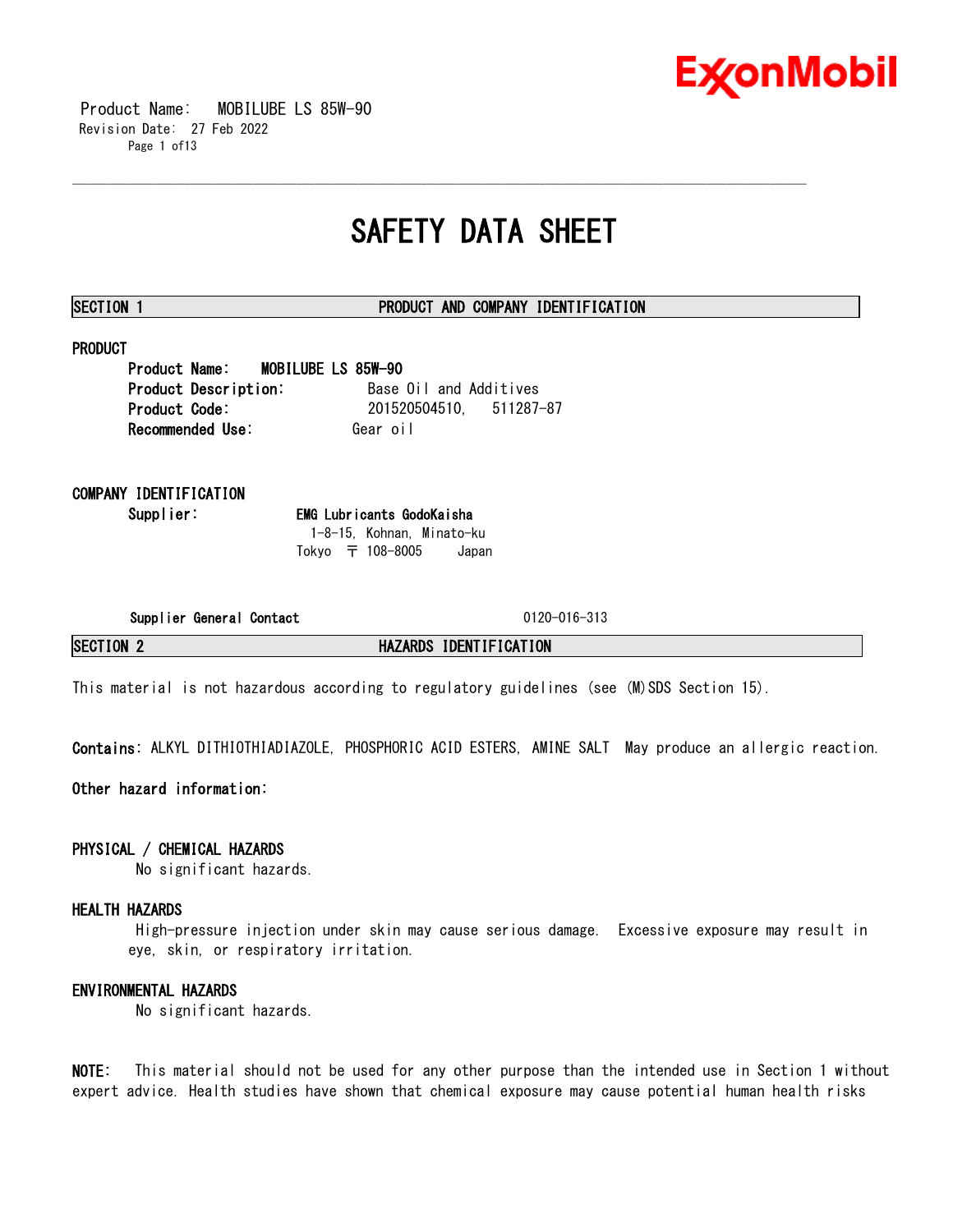Product Name: MOBILUBE LS 85W-90
Revision Date: 27 Feb 2022

# SAFETY DATA SHEET

## SECTION 1 PRODUCT AND COMPANY IDENTIFICATION

### PRODUCT

**Product Name:** **MOBILUBE LS 85W-90**
**Product Description:** Base Oil and Additives
**Product Code:** 201520504510, 511287-87
**Recommended Use:** Gear oil

### COMPANY IDENTIFICATION

**Supplier:** **EMG Lubricants GodoKaisha**
1-8-15, Kohnan, Minato-ku
Tokyo 〒 108-8005 Japan

**Supplier General Contact** 0120-016-313

## SECTION 2 HAZARDS IDENTIFICATION

This material is not hazardous according to regulatory guidelines (see (M)SDS Section 15).

**Contains**: ALKYL DITHIOTHIADIAZOLE, PHOSPHORIC ACID ESTERS, AMINE SALT May produce an allergic reaction.

**Other hazard information:**

### PHYSICAL / CHEMICAL HAZARDS

No significant hazards.

### HEALTH HAZARDS

High-pressure injection under skin may cause serious damage. Excessive exposure may result in eye, skin, or respiratory irritation.

### ENVIRONMENTAL HAZARDS

No significant hazards.

**NOTE:** This material should not be used for any other purpose than the intended use in Section 1 without expert advice. Health studies have shown that chemical exposure may cause potential human health risks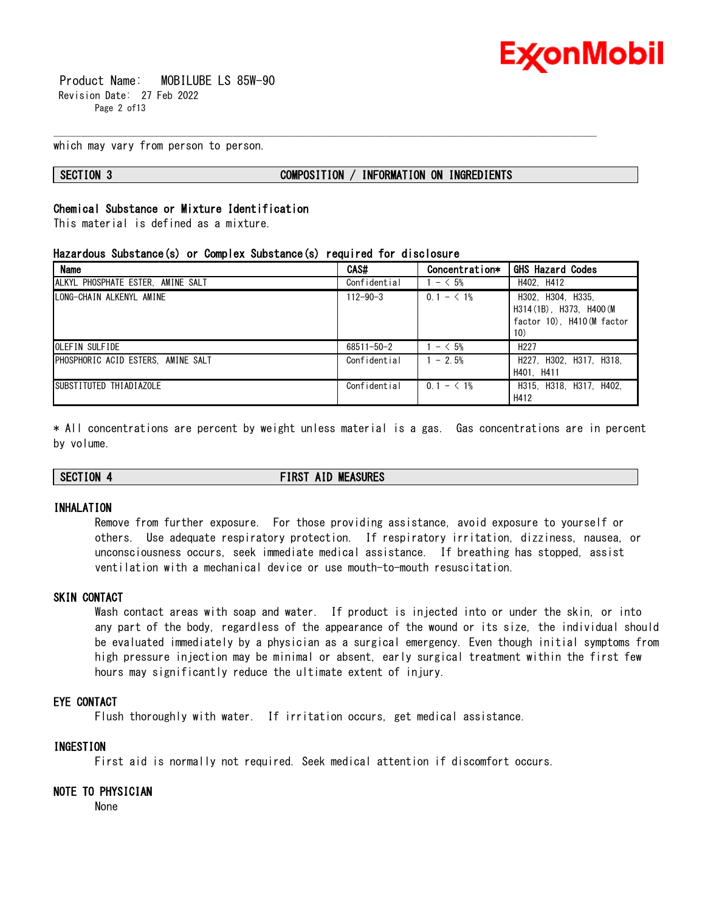which may vary from person to person.

## SECTION 3 COMPOSITION / INFORMATION ON INGREDIENTS

### Chemical Substance or Mixture Identification

This material is defined as a mixture.

### Hazardous Substance(s) or Complex Substance(s) required for disclosure

| Name | CAS# | Concentration* | GHS Hazard Codes |
|---|---|---|---|
| ALKYL PHOSPHATE ESTER, AMINE SALT | Confidential | 1 - < 5% | H402, H412 |
| LONG-CHAIN ALKENYL AMINE | 112-90-3 | 0.1 - < 1% | H302, H304, H335, H314(1B), H373, H400(M factor 10), H410(M factor 10) |
| OLEFIN SULFIDE | 68511-50-2 | 1 - < 5% | H227 |
| PHOSPHORIC ACID ESTERS, AMINE SALT | Confidential | 1 - 2.5% | H227, H302, H317, H318, H401, H411 |
| SUBSTITUTED THIADIAZOLE | Confidential | 0.1 - < 1% | H315, H318, H317, H402, H412 |

* All concentrations are percent by weight unless material is a gas. Gas concentrations are in percent by volume.

## SECTION 4 FIRST AID MEASURES

### INHALATION

Remove from further exposure. For those providing assistance, avoid exposure to yourself or others. Use adequate respiratory protection. If respiratory irritation, dizziness, nausea, or unconsciousness occurs, seek immediate medical assistance. If breathing has stopped, assist ventilation with a mechanical device or use mouth-to-mouth resuscitation.

### SKIN CONTACT

Wash contact areas with soap and water. If product is injected into or under the skin, or into any part of the body, regardless of the appearance of the wound or its size, the individual should be evaluated immediately by a physician as a surgical emergency. Even though initial symptoms from high pressure injection may be minimal or absent, early surgical treatment within the first few hours may significantly reduce the ultimate extent of injury.

### EYE CONTACT

Flush thoroughly with water. If irritation occurs, get medical assistance.

### INGESTION

First aid is normally not required. Seek medical attention if discomfort occurs.

### NOTE TO PHYSICIAN

None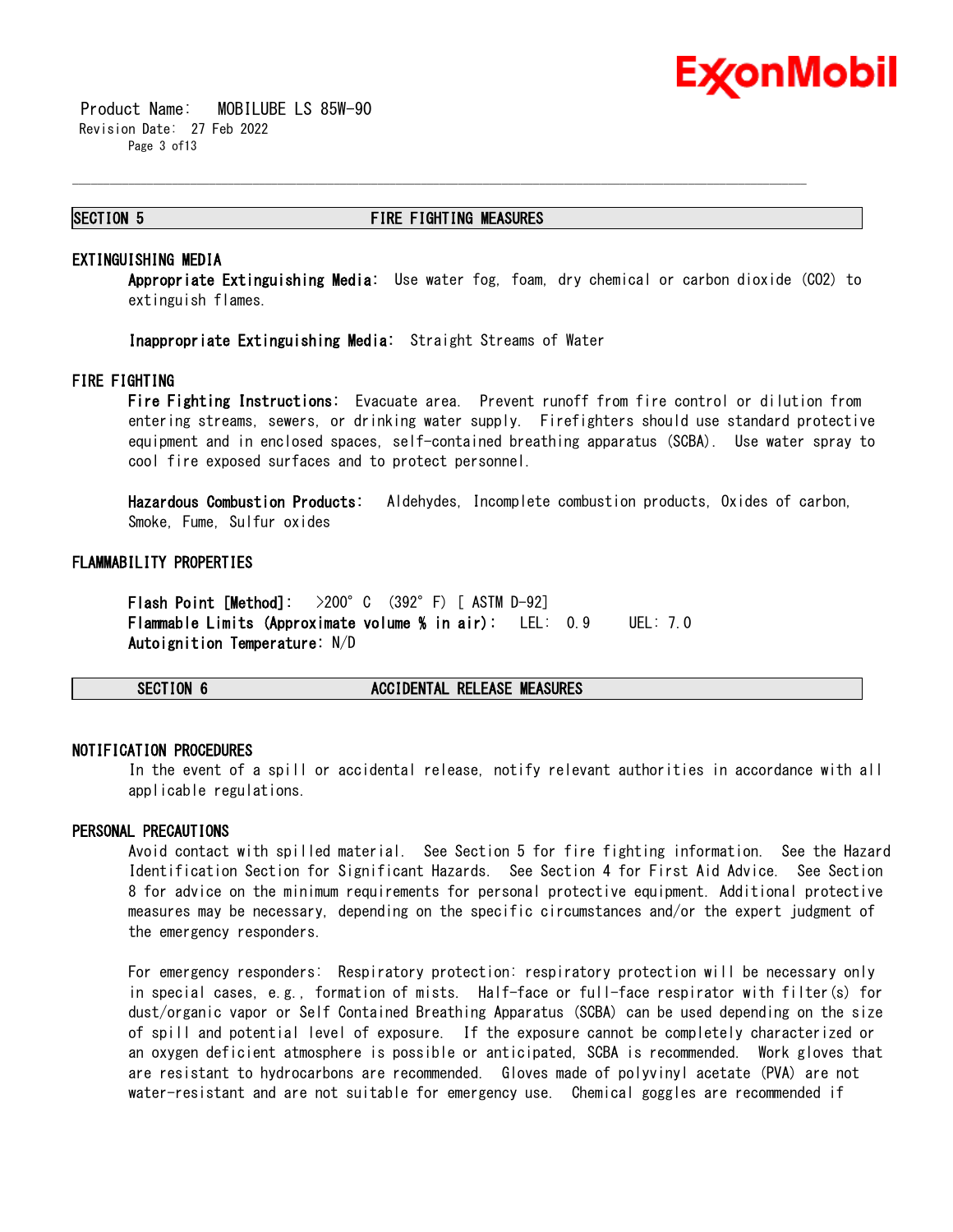## SECTION 5 FIRE FIGHTING MEASURES

### EXTINGUISHING MEDIA

**Appropriate Extinguishing Media:** Use water fog, foam, dry chemical or carbon dioxide ($CO_2$) to extinguish flames.

**Inappropriate Extinguishing Media:** Straight Streams of Water

### FIRE FIGHTING

**Fire Fighting Instructions:** Evacuate area. Prevent runoff from fire control or dilution from entering streams, sewers, or drinking water supply. Firefighters should use standard protective equipment and in enclosed spaces, self-contained breathing apparatus (SCBA). Use water spray to cool fire exposed surfaces and to protect personnel.

**Hazardous Combustion Products:** Aldehydes, Incomplete combustion products, Oxides of carbon, Smoke, Fume, Sulfur oxides

### FLAMMABILITY PROPERTIES

**Flash Point [Method]:** >200° C (392° F) [ ASTM D-92]
**Flammable Limits (Approximate volume % in air):** LEL: 0.9 UEL: 7.0
**Autoignition Temperature:** N/D

## SECTION 6 ACCIDENTAL RELEASE MEASURES

### NOTIFICATION PROCEDURES

In the event of a spill or accidental release, notify relevant authorities in accordance with all applicable regulations.

### PERSONAL PRECAUTIONS

Avoid contact with spilled material. See Section 5 for fire fighting information. See the Hazard Identification Section for Significant Hazards. See Section 4 for First Aid Advice. See Section 8 for advice on the minimum requirements for personal protective equipment. Additional protective measures may be necessary, depending on the specific circumstances and/or the expert judgment of the emergency responders.

For emergency responders: Respiratory protection: respiratory protection will be necessary only in special cases, e.g., formation of mists. Half-face or full-face respirator with filter(s) for dust/organic vapor or Self Contained Breathing Apparatus (SCBA) can be used depending on the size of spill and potential level of exposure. If the exposure cannot be completely characterized or an oxygen deficient atmosphere is possible or anticipated, SCBA is recommended. Work gloves that are resistant to hydrocarbons are recommended. Gloves made of polyvinyl acetate (PVA) are not water-resistant and are not suitable for emergency use. Chemical goggles are recommended if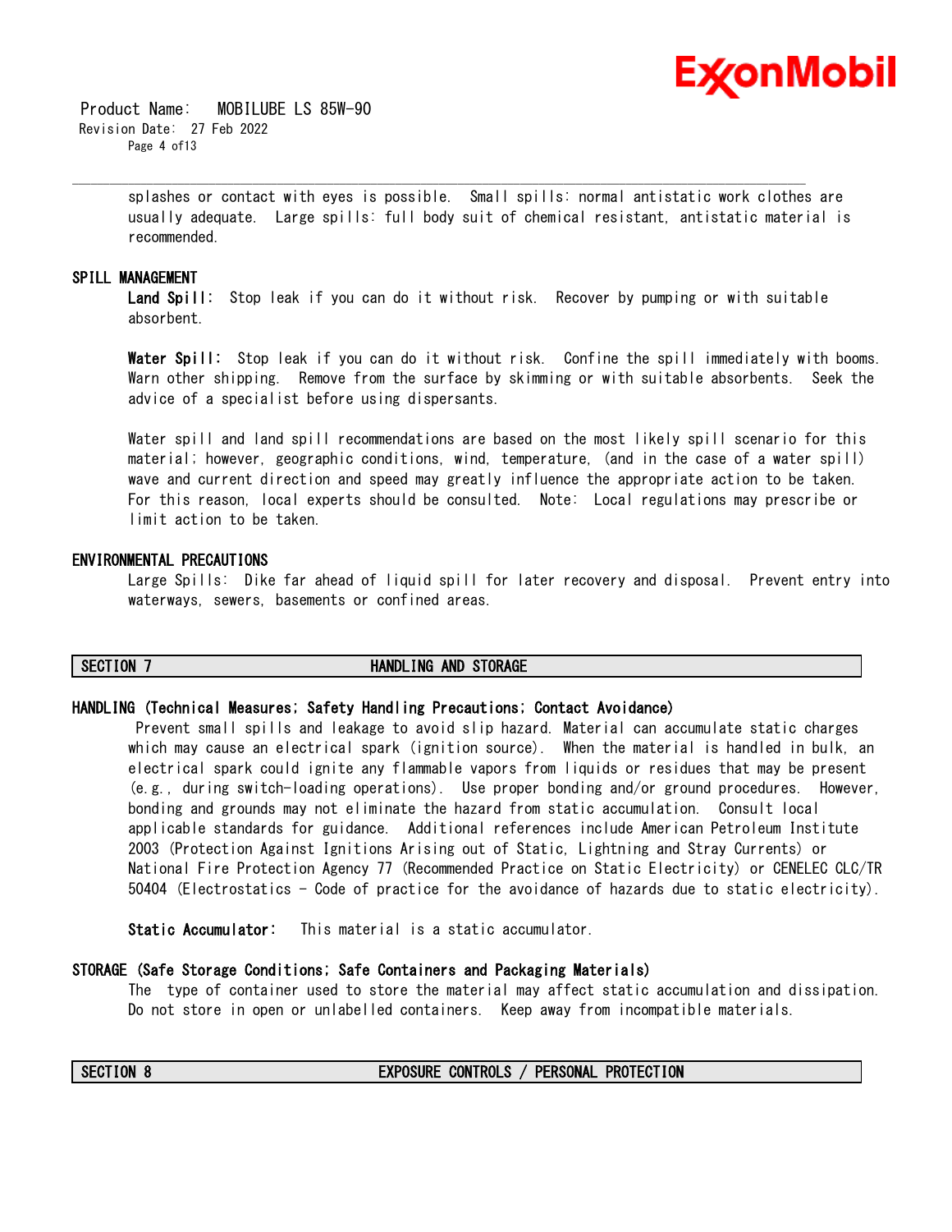splashes or contact with eyes is possible. Small spills: normal antistatic work clothes are usually adequate. Large spills: full body suit of chemical resistant, antistatic material is recommended.

### SPILL MANAGEMENT

**Land Spill:** Stop leak if you can do it without risk. Recover by pumping or with suitable absorbent.

**Water Spill:** Stop leak if you can do it without risk. Confine the spill immediately with booms. Warn other shipping. Remove from the surface by skimming or with suitable absorbents. Seek the advice of a specialist before using dispersants.

Water spill and land spill recommendations are based on the most likely spill scenario for this material; however, geographic conditions, wind, temperature, (and in the case of a water spill) wave and current direction and speed may greatly influence the appropriate action to be taken. For this reason, local experts should be consulted. Note: Local regulations may prescribe or limit action to be taken.

### ENVIRONMENTAL PRECAUTIONS

Large Spills: Dike far ahead of liquid spill for later recovery and disposal. Prevent entry into waterways, sewers, basements or confined areas.

## SECTION 7 HANDLING AND STORAGE

### HANDLING (Technical Measures; Safety Handling Precautions; Contact Avoidance)

Prevent small spills and leakage to avoid slip hazard. Material can accumulate static charges which may cause an electrical spark (ignition source). When the material is handled in bulk, an electrical spark could ignite any flammable vapors from liquids or residues that may be present (e.g., during switch-loading operations). Use proper bonding and/or ground procedures. However, bonding and grounds may not eliminate the hazard from static accumulation. Consult local applicable standards for guidance. Additional references include American Petroleum Institute 2003 (Protection Against Ignitions Arising out of Static, Lightning and Stray Currents) or National Fire Protection Agency 77 (Recommended Practice on Static Electricity) or CENELEC CLC/TR 50404 (Electrostatics - Code of practice for the avoidance of hazards due to static electricity).

**Static Accumulator:** This material is a static accumulator.

### STORAGE (Safe Storage Conditions; Safe Containers and Packaging Materials)

The type of container used to store the material may affect static accumulation and dissipation. Do not store in open or unlabelled containers. Keep away from incompatible materials.

## SECTION 8 EXPOSURE CONTROLS / PERSONAL PROTECTION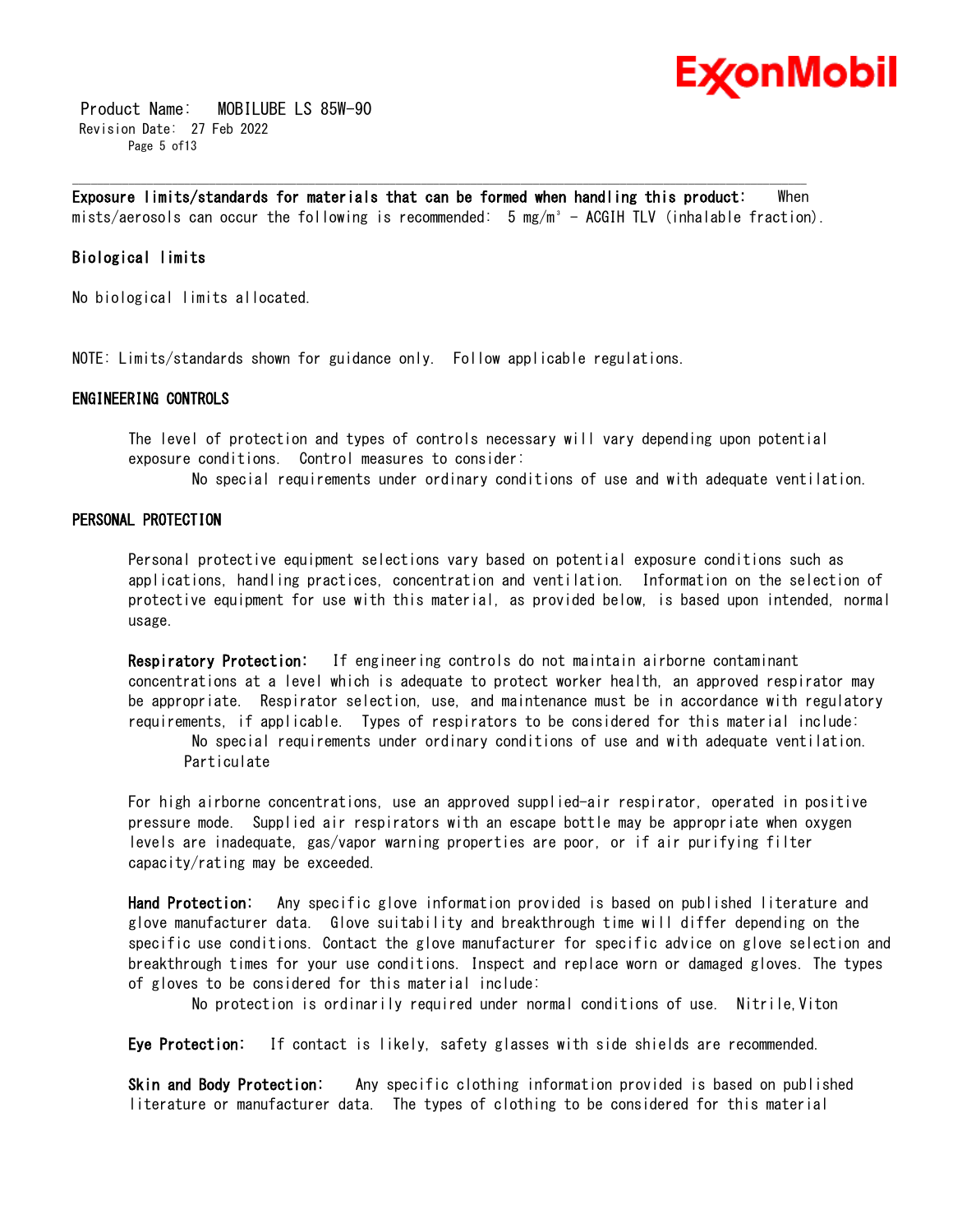**Exposure limits/standards for materials that can be formed when handling this product:** When mists/aerosols can occur the following is recommended: 5 mg/m³ - ACGIH TLV (inhalable fraction).

**Biological limits**

No biological limits allocated.

NOTE: Limits/standards shown for guidance only. Follow applicable regulations.

## ENGINEERING CONTROLS

The level of protection and types of controls necessary will vary depending upon potential exposure conditions. Control measures to consider:

No special requirements under ordinary conditions of use and with adequate ventilation.

## PERSONAL PROTECTION

Personal protective equipment selections vary based on potential exposure conditions such as applications, handling practices, concentration and ventilation. Information on the selection of protective equipment for use with this material, as provided below, is based upon intended, normal usage.

**Respiratory Protection:** If engineering controls do not maintain airborne contaminant concentrations at a level which is adequate to protect worker health, an approved respirator may be appropriate. Respirator selection, use, and maintenance must be in accordance with regulatory requirements, if applicable. Types of respirators to be considered for this material include:

No special requirements under ordinary conditions of use and with adequate ventilation.
Particulate

For high airborne concentrations, use an approved supplied-air respirator, operated in positive pressure mode. Supplied air respirators with an escape bottle may be appropriate when oxygen levels are inadequate, gas/vapor warning properties are poor, or if air purifying filter capacity/rating may be exceeded.

**Hand Protection:** Any specific glove information provided is based on published literature and glove manufacturer data. Glove suitability and breakthrough time will differ depending on the specific use conditions. Contact the glove manufacturer for specific advice on glove selection and breakthrough times for your use conditions. Inspect and replace worn or damaged gloves. The types of gloves to be considered for this material include:

No protection is ordinarily required under normal conditions of use. Nitrile,Viton

**Eye Protection:** If contact is likely, safety glasses with side shields are recommended.

**Skin and Body Protection:** Any specific clothing information provided is based on published literature or manufacturer data. The types of clothing to be considered for this material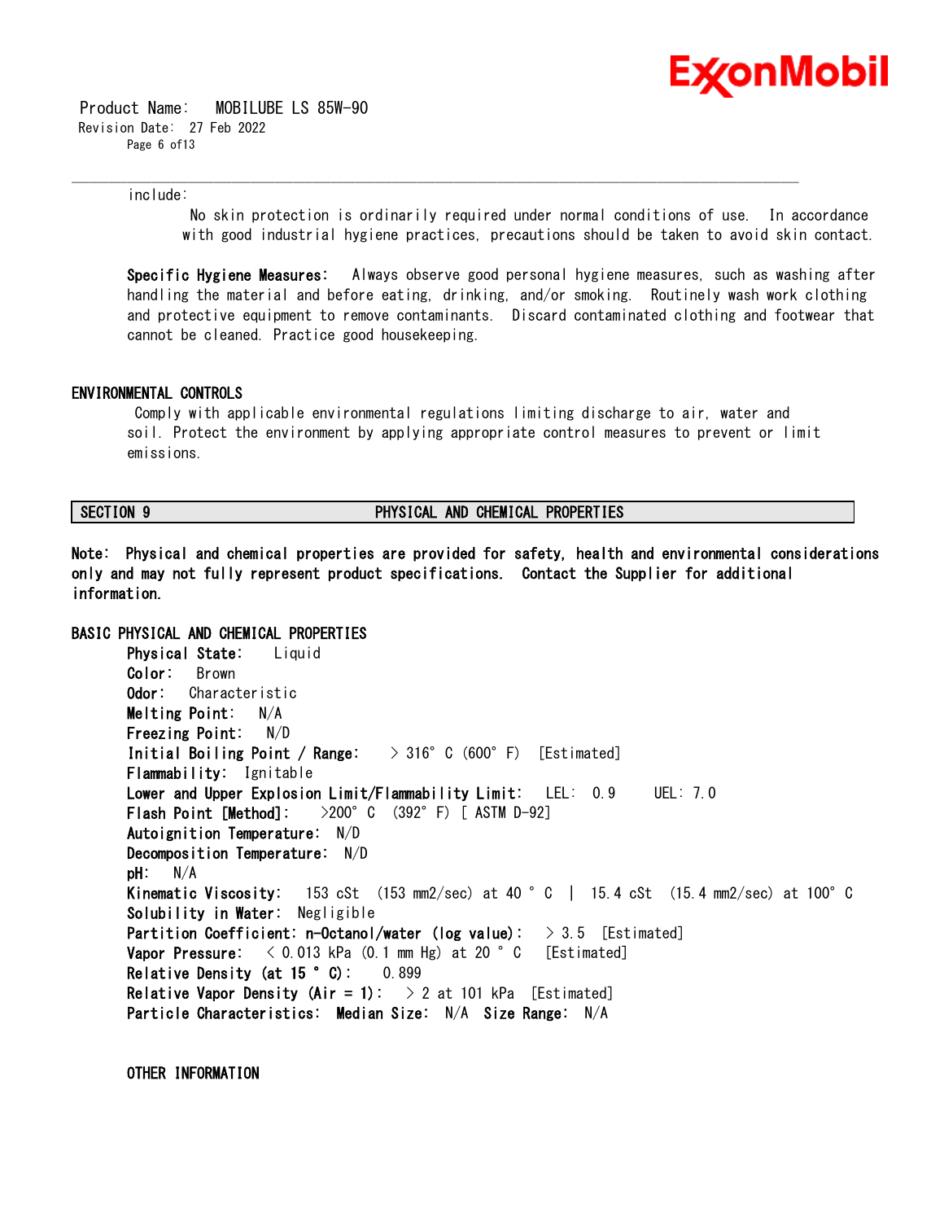include:

No skin protection is ordinarily required under normal conditions of use. In accordance with good industrial hygiene practices, precautions should be taken to avoid skin contact.

**Specific Hygiene Measures:** Always observe good personal hygiene measures, such as washing after handling the material and before eating, drinking, and/or smoking. Routinely wash work clothing and protective equipment to remove contaminants. Discard contaminated clothing and footwear that cannot be cleaned. Practice good housekeeping.

## ENVIRONMENTAL CONTROLS

Comply with applicable environmental regulations limiting discharge to air, water and soil. Protect the environment by applying appropriate control measures to prevent or limit emissions.

## SECTION 9 PHYSICAL AND CHEMICAL PROPERTIES

**Note: Physical and chemical properties are provided for safety, health and environmental considerations only and may not fully represent product specifications. Contact the Supplier for additional information.**

### BASIC PHYSICAL AND CHEMICAL PROPERTIES

**Physical State:** Liquid
**Color:** Brown
**Odor:** Characteristic
**Melting Point:** N/A
**Freezing Point:** N/D
**Initial Boiling Point / Range:** > 316° C (600° F) [Estimated]
**Flammability:** Ignitable
**Lower and Upper Explosion Limit/Flammability Limit:** LEL: 0.9 UEL: 7.0
**Flash Point [Method]:** >200° C (392° F) [ ASTM D-92]
**Autoignition Temperature:** N/D
**Decomposition Temperature:** N/D
**pH:** N/A
**Kinematic Viscosity:** 153 cSt (153 mm2/sec) at 40 ° C | 15.4 cSt (15.4 mm2/sec) at 100° C
**Solubility in Water:** Negligible
**Partition Coefficient: n-Octanol/water (log value):** > 3.5 [Estimated]
**Vapor Pressure:** < 0.013 kPa (0.1 mm Hg) at 20 ° C [Estimated]
**Relative Density (at 15 ° C):** 0.899
**Relative Vapor Density (Air = 1):** > 2 at 101 kPa [Estimated]
**Particle Characteristics:** **Median Size:** N/A **Size Range:** N/A

### OTHER INFORMATION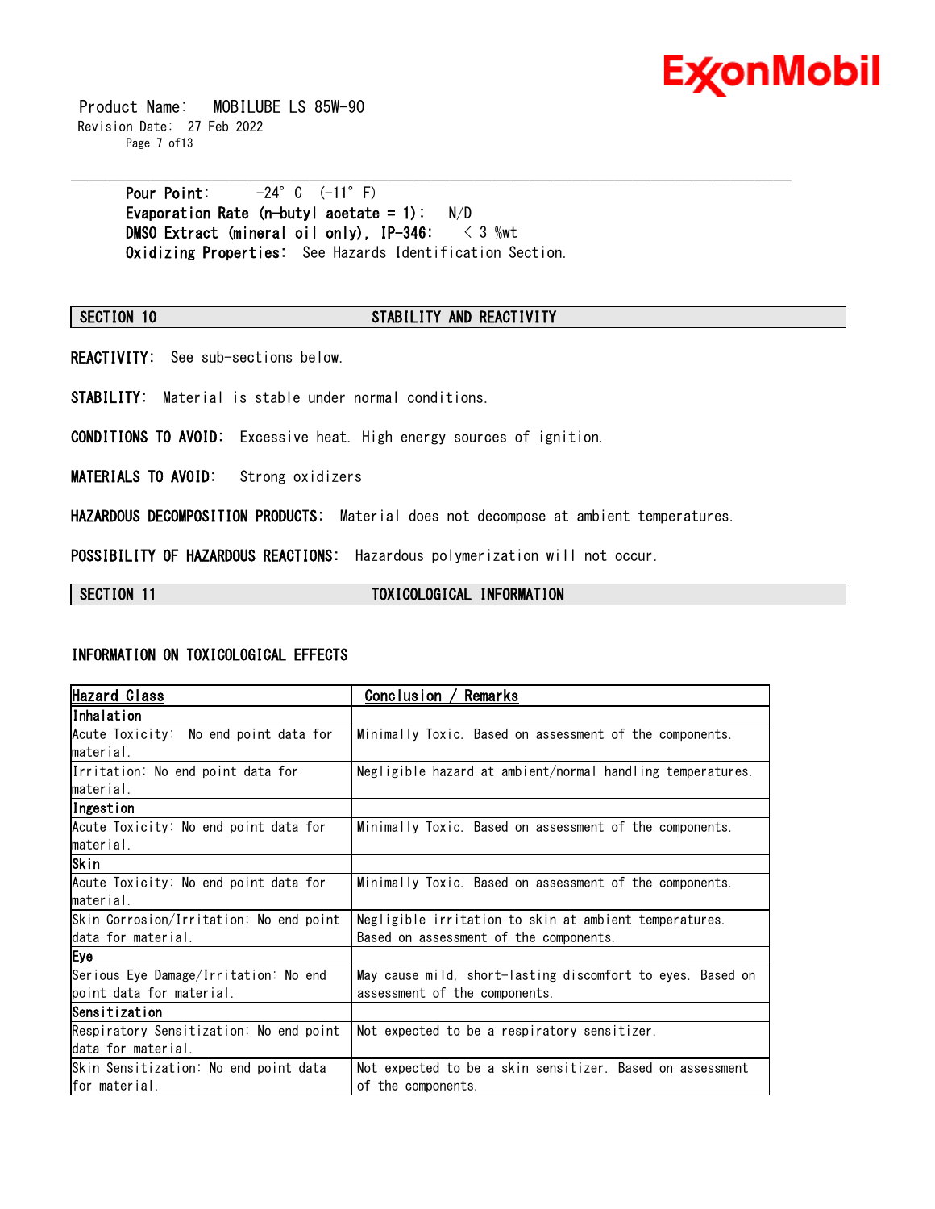**Pour Point:** -24°C (-11°F)
**Evaporation Rate (n-butyl acetate = 1):** N/D
**DMSO Extract (mineral oil only), IP-346:** < 3 %wt
**Oxidizing Properties:** See Hazards Identification Section.

## SECTION 10 STABILITY AND REACTIVITY

**REACTIVITY:** See sub-sections below.

**STABILITY:** Material is stable under normal conditions.

**CONDITIONS TO AVOID:** Excessive heat. High energy sources of ignition.

**MATERIALS TO AVOID:** Strong oxidizers

**HAZARDOUS DECOMPOSITION PRODUCTS:** Material does not decompose at ambient temperatures.

**POSSIBILITY OF HAZARDOUS REACTIONS:** Hazardous polymerization will not occur.

## SECTION 11 TOXICOLOGICAL INFORMATION

### INFORMATION ON TOXICOLOGICAL EFFECTS

| Hazard Class | Conclusion / Remarks |
|---|---|
| **Inhalation** | |
| Acute Toxicity: No end point data for material. | Minimally Toxic. Based on assessment of the components. |
| Irritation: No end point data for material. | Negligible hazard at ambient/normal handling temperatures. |
| **Ingestion** | |
| Acute Toxicity: No end point data for material. | Minimally Toxic. Based on assessment of the components. |
| **Skin** | |
| Acute Toxicity: No end point data for material. | Minimally Toxic. Based on assessment of the components. |
| Skin Corrosion/Irritation: No end point data for material. | Negligible irritation to skin at ambient temperatures. Based on assessment of the components. |
| **Eye** | |
| Serious Eye Damage/Irritation: No end point data for material. | May cause mild, short-lasting discomfort to eyes. Based on assessment of the components. |
| **Sensitization** | |
| Respiratory Sensitization: No end point data for material. | Not expected to be a respiratory sensitizer. |
| Skin Sensitization: No end point data for material. | Not expected to be a skin sensitizer. Based on assessment of the components. |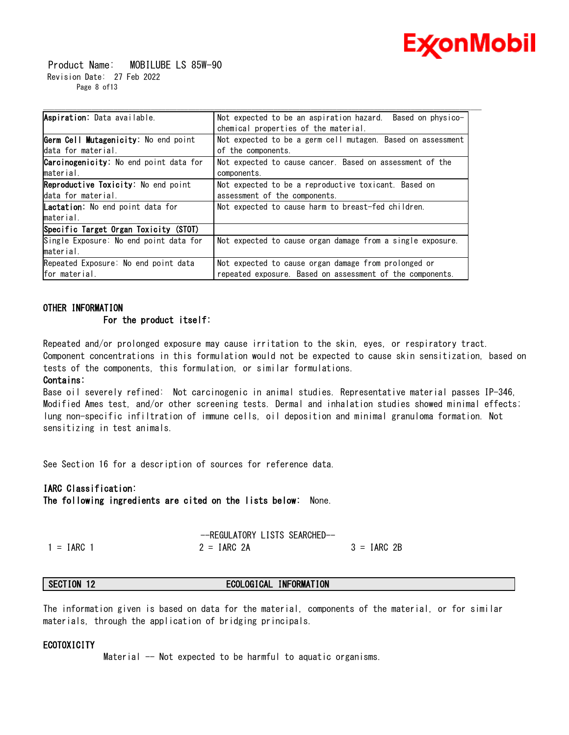| **Aspiration:** Data available. | Not expected to be an aspiration hazard. Based on physico-chemical properties of the material. |
|---|---|
| **Germ Cell Mutagenicity:** No end point data for material. | Not expected to be a germ cell mutagen. Based on assessment of the components. |
| **Carcinogenicity:** No end point data for material. | Not expected to cause cancer. Based on assessment of the components. |
| **Reproductive Toxicity:** No end point data for material. | Not expected to be a reproductive toxicant. Based on assessment of the components. |
| **Lactation:** No end point data for material. | Not expected to cause harm to breast-fed children. |
| **Specific Target Organ Toxicity (STOT)** | |
| Single Exposure: No end point data for material. | Not expected to cause organ damage from a single exposure. |
| Repeated Exposure: No end point data for material. | Not expected to cause organ damage from prolonged or repeated exposure. Based on assessment of the components. |

**OTHER INFORMATION**

**For the product itself:**

Repeated and/or prolonged exposure may cause irritation to the skin, eyes, or respiratory tract.
Component concentrations in this formulation would not be expected to cause skin sensitization, based on tests of the components, this formulation, or similar formulations.

**Contains:**

Base oil severely refined: Not carcinogenic in animal studies. Representative material passes IP-346, Modified Ames test, and/or other screening tests. Dermal and inhalation studies showed minimal effects; lung non-specific infiltration of immune cells, oil deposition and minimal granuloma formation. Not sensitizing in test animals.

See Section 16 for a description of sources for reference data.

**IARC Classification:**

**The following ingredients are cited on the lists below:** None.

--REGULATORY LISTS SEARCHED--

1 = IARC 1 &nbsp;&nbsp;&nbsp; 2 = IARC 2A &nbsp;&nbsp;&nbsp; 3 = IARC 2B

## SECTION 12 ECOLOGICAL INFORMATION

The information given is based on data for the material, components of the material, or for similar materials, through the application of bridging principals.

**ECOTOXICITY**

Material -- Not expected to be harmful to aquatic organisms.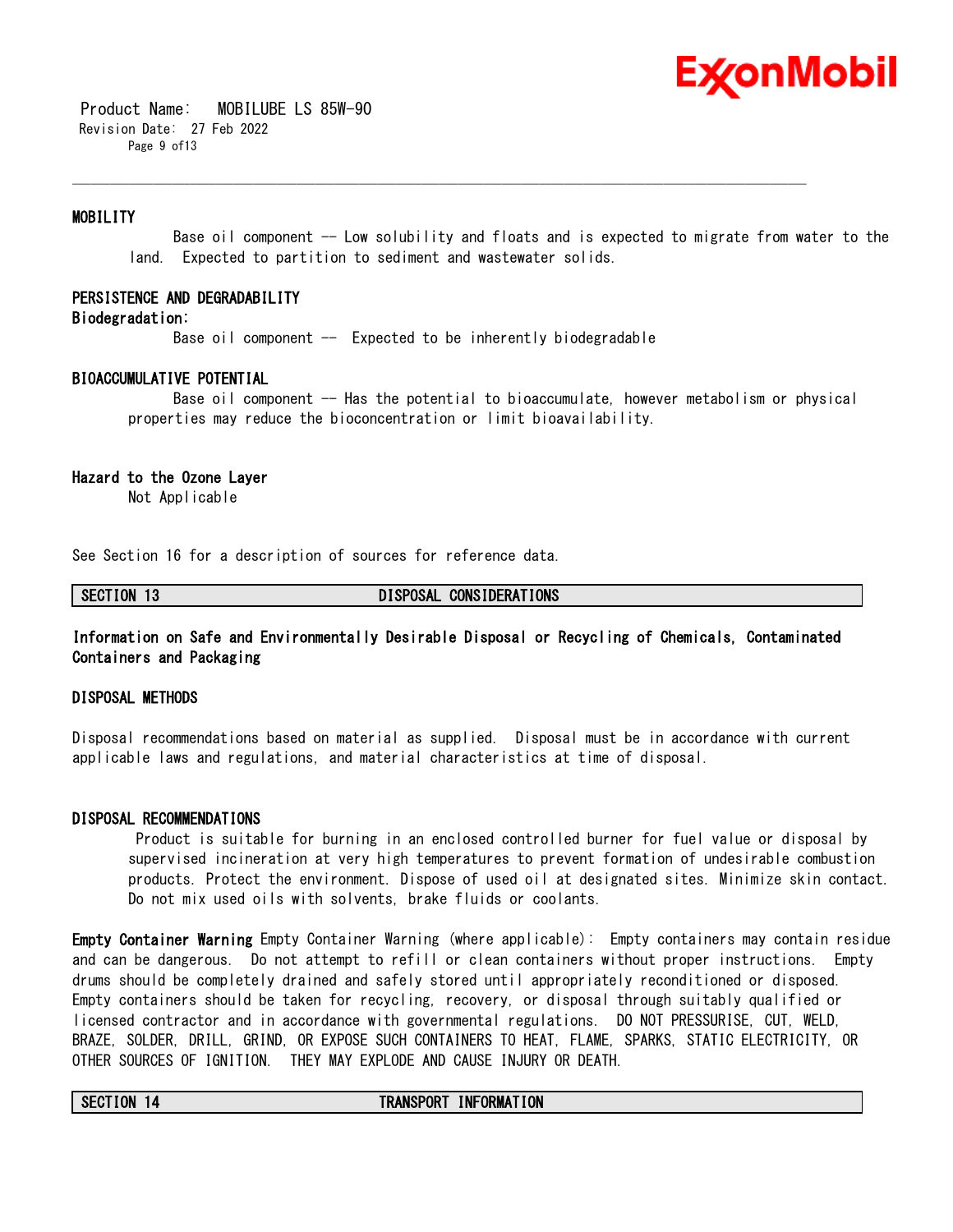### MOBILITY

Base oil component -- Low solubility and floats and is expected to migrate from water to the land. Expected to partition to sediment and wastewater solids.

### PERSISTENCE AND DEGRADABILITY

**Biodegradation:**

Base oil component -- Expected to be inherently biodegradable

### BIOACCUMULATIVE POTENTIAL

Base oil component -- Has the potential to bioaccumulate, however metabolism or physical properties may reduce the bioconcentration or limit bioavailability.

**Hazard to the Ozone Layer**

Not Applicable

See Section 16 for a description of sources for reference data.

## SECTION 13 DISPOSAL CONSIDERATIONS

**Information on Safe and Environmentally Desirable Disposal or Recycling of Chemicals, Contaminated Containers and Packaging**

### DISPOSAL METHODS

Disposal recommendations based on material as supplied. Disposal must be in accordance with current applicable laws and regulations, and material characteristics at time of disposal.

### DISPOSAL RECOMMENDATIONS

Product is suitable for burning in an enclosed controlled burner for fuel value or disposal by supervised incineration at very high temperatures to prevent formation of undesirable combustion products. Protect the environment. Dispose of used oil at designated sites. Minimize skin contact. Do not mix used oils with solvents, brake fluids or coolants.

**Empty Container Warning** Empty Container Warning (where applicable): Empty containers may contain residue and can be dangerous. Do not attempt to refill or clean containers without proper instructions. Empty drums should be completely drained and safely stored until appropriately reconditioned or disposed. Empty containers should be taken for recycling, recovery, or disposal through suitably qualified or licensed contractor and in accordance with governmental regulations. DO NOT PRESSURISE, CUT, WELD, BRAZE, SOLDER, DRILL, GRIND, OR EXPOSE SUCH CONTAINERS TO HEAT, FLAME, SPARKS, STATIC ELECTRICITY, OR OTHER SOURCES OF IGNITION. THEY MAY EXPLODE AND CAUSE INJURY OR DEATH.

## SECTION 14 TRANSPORT INFORMATION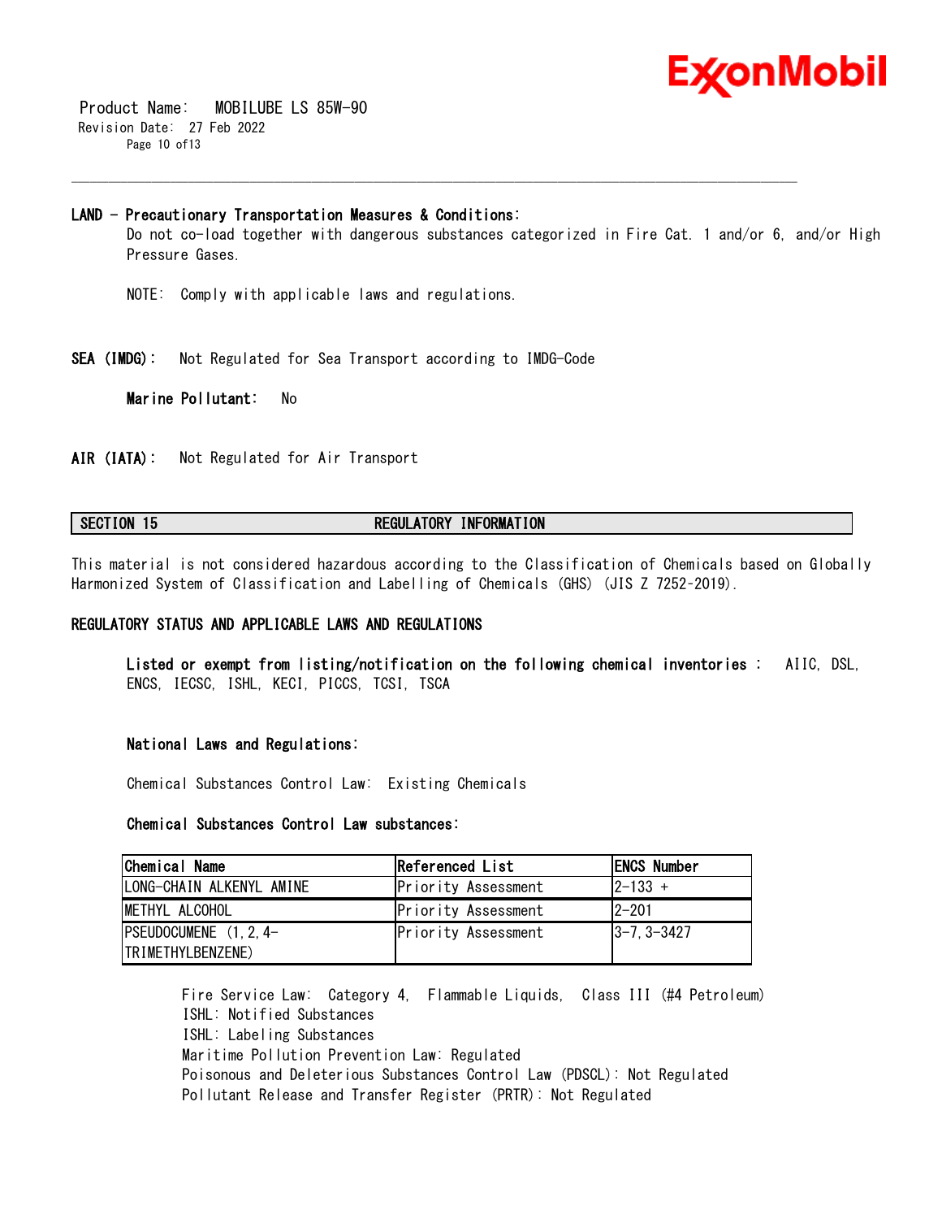**LAND - Precautionary Transportation Measures & Conditions:**

Do not co-load together with dangerous substances categorized in Fire Cat. 1 and/or 6, and/or High Pressure Gases.

NOTE: Comply with applicable laws and regulations.

**SEA (IMDG):** Not Regulated for Sea Transport according to IMDG-Code

**Marine Pollutant:** No

**AIR (IATA):** Not Regulated for Air Transport

## SECTION 15 REGULATORY INFORMATION

This material is not considered hazardous according to the Classification of Chemicals based on Globally Harmonized System of Classification and Labelling of Chemicals (GHS) (JIS Z 7252-2019).

**REGULATORY STATUS AND APPLICABLE LAWS AND REGULATIONS**

**Listed or exempt from listing/notification on the following chemical inventories :** AIIC, DSL, ENCS, IECSC, ISHL, KECI, PICCS, TCSI, TSCA

**National Laws and Regulations:**

Chemical Substances Control Law: Existing Chemicals

**Chemical Substances Control Law substances:**

| Chemical Name | Referenced List | ENCS Number |
|---|---|---|
| LONG-CHAIN ALKENYL AMINE | Priority Assessment | 2-133 + |
| METHYL ALCOHOL | Priority Assessment | 2-201 |
| PSEUDOCUMENE (1,2,4-TRIMETHYLBENZENE) | Priority Assessment | 3-7, 3-3427 |

Fire Service Law: Category 4, Flammable Liquids, Class III (#4 Petroleum)
ISHL: Notified Substances
ISHL: Labeling Substances
Maritime Pollution Prevention Law: Regulated
Poisonous and Deleterious Substances Control Law (PDSCL): Not Regulated
Pollutant Release and Transfer Register (PRTR): Not Regulated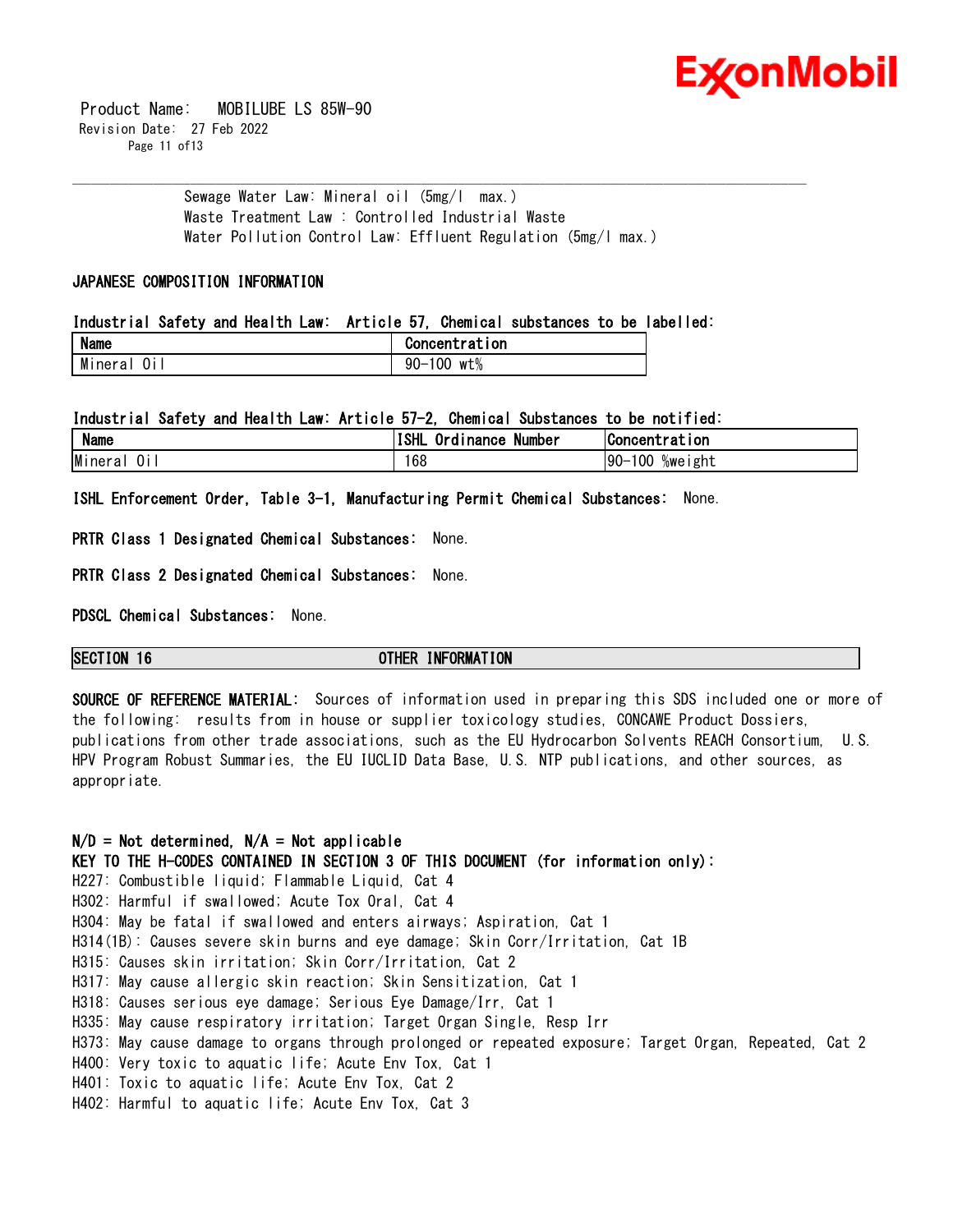Sewage Water Law: Mineral oil (5mg/l max.)
Waste Treatment Law : Controlled Industrial Waste
Water Pollution Control Law: Effluent Regulation (5mg/l max.)

**JAPANESE COMPOSITION INFORMATION**

**Industrial Safety and Health Law: Article 57, Chemical substances to be labelled:**

| Name | Concentration |
|---|---|
| Mineral Oil | 90-100 wt% |

**Industrial Safety and Health Law: Article 57-2, Chemical Substances to be notified:**

| Name | ISHL Ordinance Number | Concentration |
|---|---|---|
| Mineral Oil | 168 | 90-100 %weight |

**ISHL Enforcement Order, Table 3-1, Manufacturing Permit Chemical Substances:** None.

**PRTR Class 1 Designated Chemical Substances:** None.

**PRTR Class 2 Designated Chemical Substances:** None.

**PDSCL Chemical Substances:** None.

## SECTION 16 OTHER INFORMATION

**SOURCE OF REFERENCE MATERIAL:** Sources of information used in preparing this SDS included one or more of the following: results from in house or supplier toxicology studies, CONCAWE Product Dossiers, publications from other trade associations, such as the EU Hydrocarbon Solvents REACH Consortium, U.S. HPV Program Robust Summaries, the EU IUCLID Data Base, U.S. NTP publications, and other sources, as appropriate.

**N/D = Not determined, N/A = Not applicable**
**KEY TO THE H-CODES CONTAINED IN SECTION 3 OF THIS DOCUMENT (for information only):**
H227: Combustible liquid; Flammable Liquid, Cat 4
H302: Harmful if swallowed; Acute Tox Oral, Cat 4
H304: May be fatal if swallowed and enters airways; Aspiration, Cat 1
H314(1B): Causes severe skin burns and eye damage; Skin Corr/Irritation, Cat 1B
H315: Causes skin irritation; Skin Corr/Irritation, Cat 2
H317: May cause allergic skin reaction; Skin Sensitization, Cat 1
H318: Causes serious eye damage; Serious Eye Damage/Irr, Cat 1
H335: May cause respiratory irritation; Target Organ Single, Resp Irr
H373: May cause damage to organs through prolonged or repeated exposure; Target Organ, Repeated, Cat 2
H400: Very toxic to aquatic life; Acute Env Tox, Cat 1
H401: Toxic to aquatic life; Acute Env Tox, Cat 2
H402: Harmful to aquatic life; Acute Env Tox, Cat 3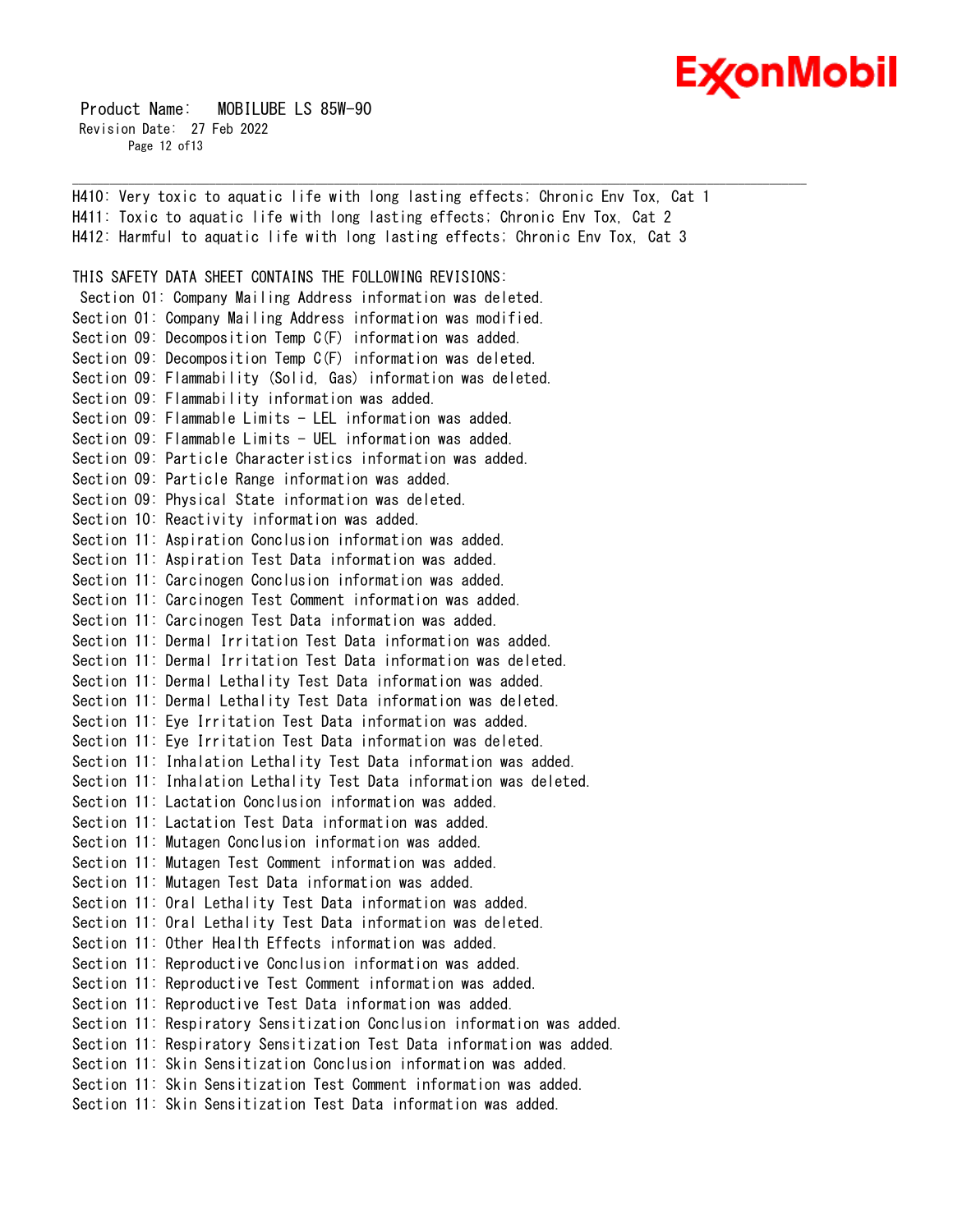H410: Very toxic to aquatic life with long lasting effects; Chronic Env Tox, Cat 1
H411: Toxic to aquatic life with long lasting effects; Chronic Env Tox, Cat 2
H412: Harmful to aquatic life with long lasting effects; Chronic Env Tox, Cat 3

THIS SAFETY DATA SHEET CONTAINS THE FOLLOWING REVISIONS:
Section 01: Company Mailing Address information was deleted.
Section 01: Company Mailing Address information was modified.
Section 09: Decomposition Temp C(F) information was added.
Section 09: Decomposition Temp C(F) information was deleted.
Section 09: Flammability (Solid, Gas) information was deleted.
Section 09: Flammability information was added.
Section 09: Flammable Limits - LEL information was added.
Section 09: Flammable Limits - UEL information was added.
Section 09: Particle Characteristics information was added.
Section 09: Particle Range information was added.
Section 09: Physical State information was deleted.
Section 10: Reactivity information was added.
Section 11: Aspiration Conclusion information was added.
Section 11: Aspiration Test Data information was added.
Section 11: Carcinogen Conclusion information was added.
Section 11: Carcinogen Test Comment information was added.
Section 11: Carcinogen Test Data information was added.
Section 11: Dermal Irritation Test Data information was added.
Section 11: Dermal Irritation Test Data information was deleted.
Section 11: Dermal Lethality Test Data information was added.
Section 11: Dermal Lethality Test Data information was deleted.
Section 11: Eye Irritation Test Data information was added.
Section 11: Eye Irritation Test Data information was deleted.
Section 11: Inhalation Lethality Test Data information was added.
Section 11: Inhalation Lethality Test Data information was deleted.
Section 11: Lactation Conclusion information was added.
Section 11: Lactation Test Data information was added.
Section 11: Mutagen Conclusion information was added.
Section 11: Mutagen Test Comment information was added.
Section 11: Mutagen Test Data information was added.
Section 11: Oral Lethality Test Data information was added.
Section 11: Oral Lethality Test Data information was deleted.
Section 11: Other Health Effects information was added.
Section 11: Reproductive Conclusion information was added.
Section 11: Reproductive Test Comment information was added.
Section 11: Reproductive Test Data information was added.
Section 11: Respiratory Sensitization Conclusion information was added.
Section 11: Respiratory Sensitization Test Data information was added.
Section 11: Skin Sensitization Conclusion information was added.
Section 11: Skin Sensitization Test Comment information was added.
Section 11: Skin Sensitization Test Data information was added.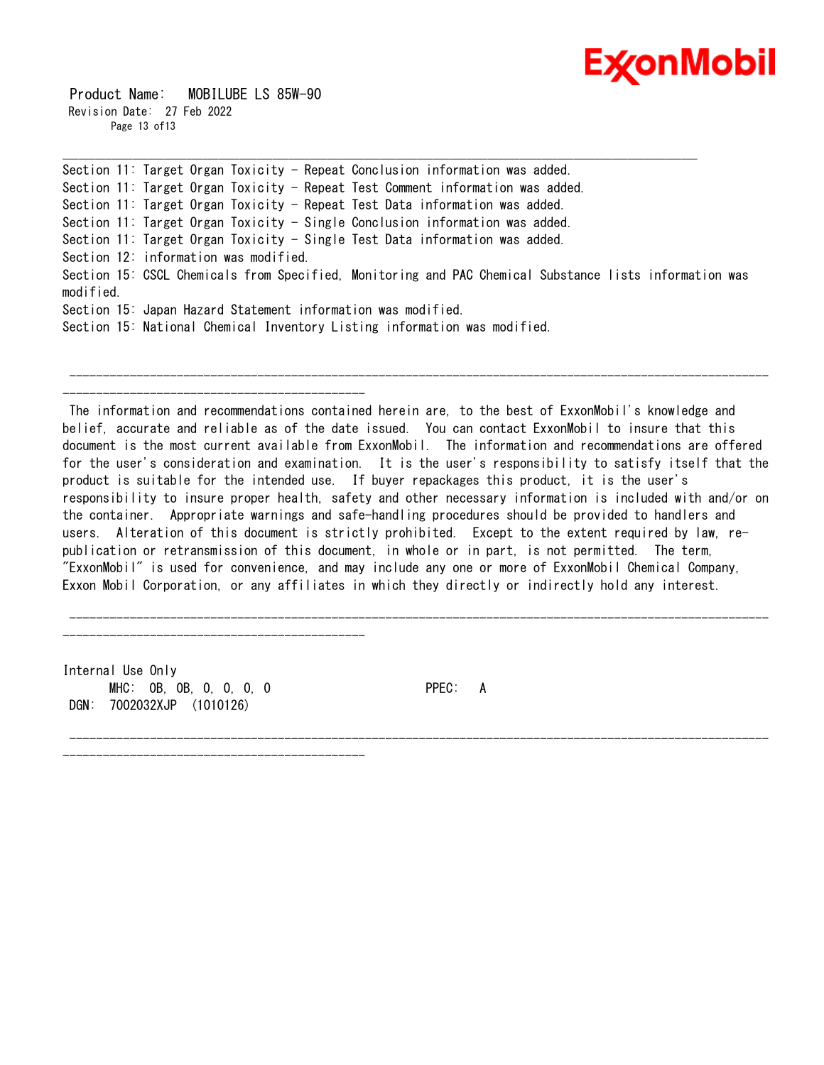Section 11: Target Organ Toxicity - Repeat Conclusion information was added.
Section 11: Target Organ Toxicity - Repeat Test Comment information was added.
Section 11: Target Organ Toxicity - Repeat Test Data information was added.
Section 11: Target Organ Toxicity - Single Conclusion information was added.
Section 11: Target Organ Toxicity - Single Test Data information was added.
Section 12: information was modified.
Section 15: CSCL Chemicals from Specified, Monitoring and PAC Chemical Substance lists information was modified.
Section 15: Japan Hazard Statement information was modified.
Section 15: National Chemical Inventory Listing information was modified.

---

The information and recommendations contained herein are, to the best of ExxonMobil's knowledge and belief, accurate and reliable as of the date issued. You can contact ExxonMobil to insure that this document is the most current available from ExxonMobil. The information and recommendations are offered for the user's consideration and examination. It is the user's responsibility to satisfy itself that the product is suitable for the intended use. If buyer repackages this product, it is the user's responsibility to insure proper health, safety and other necessary information is included with and/or on the container. Appropriate warnings and safe-handling procedures should be provided to handlers and users. Alteration of this document is strictly prohibited. Except to the extent required by law, re-publication or retransmission of this document, in whole or in part, is not permitted. The term, "ExxonMobil" is used for convenience, and may include any one or more of ExxonMobil Chemical Company, Exxon Mobil Corporation, or any affiliates in which they directly or indirectly hold any interest.

---

Internal Use Only
MHC: 0B, 0B, 0, 0, 0, 0 PPEC: A
DGN: 7002032XJP (1010126)

---